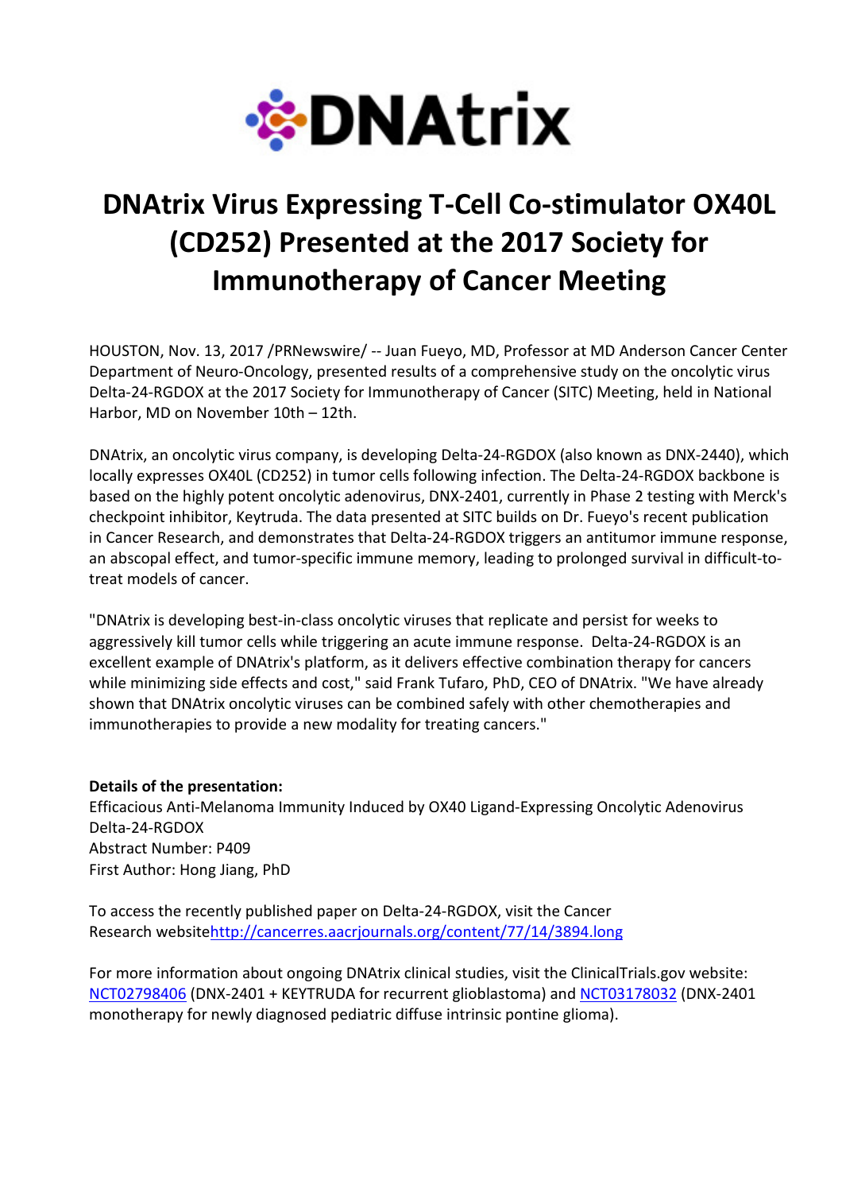DNAtrix

# DNAtrix Virus Expressing T-Cell Co-stimulator OX40L (CD252) Presented at the 2017 Society for Immunotherapy of Cancer Meeting

HOUSTON, Nov. 13, 2017 /PRNewswire/ -- Juan Fueyo, MD, Professor at MD Anderson Cancer Center Department of Neuro-Oncology, presented results of a comprehensive study on the oncolytic virus Delta-24-RGDOX at the 2017 Society for Immunotherapy of Cancer (SITC) Meeting, held in National Harbor, MD on November 10th – 12th.

DNAtrix, an oncolytic virus company, is developing Delta-24-RGDOX (also known as DNX-2440), which locally expresses OX40L (CD252) in tumor cells following infection. The Delta-24-RGDOX backbone is based on the highly potent oncolytic adenovirus, DNX-2401, currently in Phase 2 testing with Merck's checkpoint inhibitor, Keytruda. The data presented at SITC builds on Dr. Fueyo's recent publication in Cancer Research, and demonstrates that Delta-24-RGDOX triggers an antitumor immune response, an abscopal effect, and tumor-specific immune memory, leading to prolonged survival in difficult-to-treat models of cancer.

"DNAtrix is developing best-in-class oncolytic viruses that replicate and persist for weeks to aggressively kill tumor cells while triggering an acute immune response. Delta-24-RGDOX is an excellent example of DNAtrix's platform, as it delivers effective combination therapy for cancers while minimizing side effects and cost," said Frank Tufaro, PhD, CEO of DNAtrix. "We have already shown that DNAtrix oncolytic viruses can be combined safely with other chemotherapies and immunotherapies to provide a new modality for treating cancers."

**Details of the presentation:**
Efficacious Anti-Melanoma Immunity Induced by OX40 Ligand-Expressing Oncolytic Adenovirus Delta-24-RGDOX
Abstract Number: P409
First Author: Hong Jiang, PhD

To access the recently published paper on Delta-24-RGDOX, visit the Cancer Research websitehttp://cancerres.aacrjournals.org/content/77/14/3894.long

For more information about ongoing DNAtrix clinical studies, visit the ClinicalTrials.gov website: NCT02798406 (DNX-2401 + KEYTRUDA for recurrent glioblastoma) and NCT03178032 (DNX-2401 monotherapy for newly diagnosed pediatric diffuse intrinsic pontine glioma).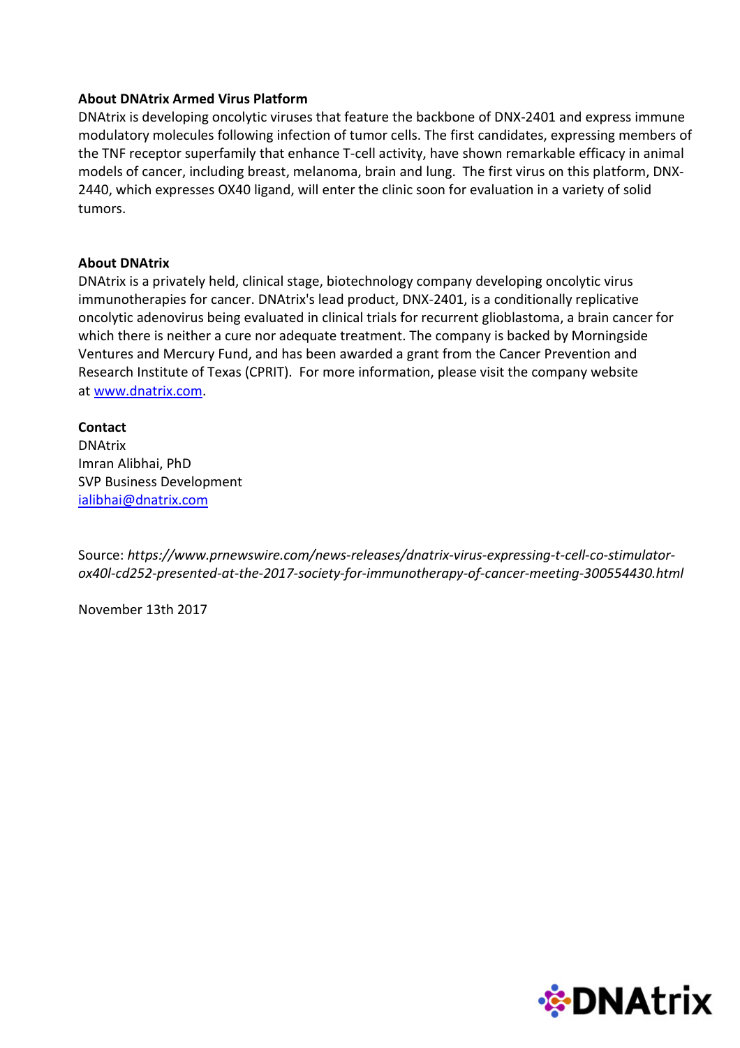**About DNAtrix Armed Virus Platform**

DNAtrix is developing oncolytic viruses that feature the backbone of DNX-2401 and express immune modulatory molecules following infection of tumor cells. The first candidates, expressing members of the TNF receptor superfamily that enhance T-cell activity, have shown remarkable efficacy in animal models of cancer, including breast, melanoma, brain and lung. The first virus on this platform, DNX-2440, which expresses OX40 ligand, will enter the clinic soon for evaluation in a variety of solid tumors.

**About DNAtrix**

DNAtrix is a privately held, clinical stage, biotechnology company developing oncolytic virus immunotherapies for cancer. DNAtrix's lead product, DNX-2401, is a conditionally replicative oncolytic adenovirus being evaluated in clinical trials for recurrent glioblastoma, a brain cancer for which there is neither a cure nor adequate treatment. The company is backed by Morningside Ventures and Mercury Fund, and has been awarded a grant from the Cancer Prevention and Research Institute of Texas (CPRIT). For more information, please visit the company website at [www.dnatrix.com](http://www.dnatrix.com).

**Contact**

DNAtrix
Imran Alibhai, PhD
SVP Business Development
[ialibhai@dnatrix.com](mailto:ialibhai@dnatrix.com)

Source: *https://www.prnewswire.com/news-releases/dnatrix-virus-expressing-t-cell-co-stimulator-ox40l-cd252-presented-at-the-2017-society-for-immunotherapy-of-cancer-meeting-300554430.html*

November 13th 2017